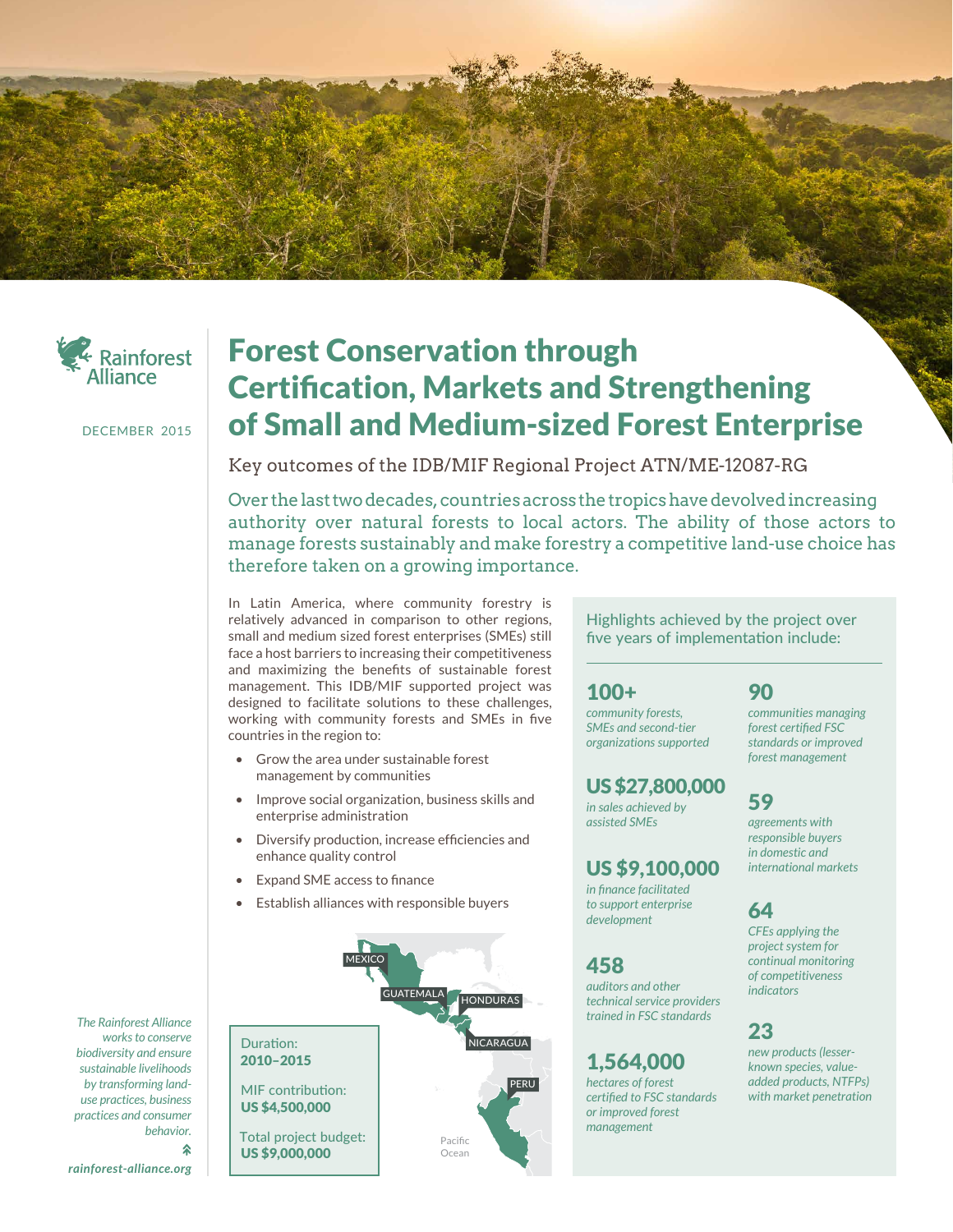Rainforest Alliance

DECEMBER 2015

# Forest Conservation through Certification, Markets and Strengthening of Small and Medium-sized Forest Enterprise

Key outcomes of the IDB/MIF Regional Project ATN/ME-12087-RG

Over the last two decades, countries across the tropics have devolved increasing authority over natural forests to local actors. The ability of those actors to manage forests sustainably and make forestry a competitive land-use choice has therefore taken on a growing importance.

In Latin America, where community forestry is relatively advanced in comparison to other regions, small and medium sized forest enterprises (SMEs) still face a host barriers to increasing their competitiveness and maximizing the benefits of sustainable forest management. This IDB/MIF supported project was designed to facilitate solutions to these challenges, working with community forests and SMEs in five countries in the region to:

- Grow the area under sustainable forest management by communities
- Improve social organization, business skills and enterprise administration
- Diversify production, increase efficiencies and enhance quality control
- Expand SME access to finance
- Establish alliances with responsible buyers

MEXICO, GUATEMALA, HONDURAS, NICARAGUA, PERU, Pacific Ocean

Duration:
**2010–2015**

MIF contribution:
**US $4,500,000**

Total project budget:
**US $9,000,000**

Highlights achieved by the project over five years of implementation include:

**100+**
*community forests, SMEs and second-tier organizations supported*

**US $27,800,000**
*in sales achieved by assisted SMEs*

**US $9,100,000**
*in finance facilitated to support enterprise development*

**458**
*auditors and other technical service providers trained in FSC standards*

**1,564,000**
*hectares of forest certified to FSC standards or improved forest management*

**90**
*communities managing forest certified FSC standards or improved forest management*

**59**
*agreements with responsible buyers in domestic and international markets*

**64**
*CFEs applying the project system for continual monitoring of competitiveness indicators*

**23**
*new products (lesser-known species, value-added products, NTFPs) with market penetration*

*The Rainforest Alliance works to conserve biodiversity and ensure sustainable livelihoods by transforming land-use practices, business practices and consumer behavior.*

***rainforest-alliance.org***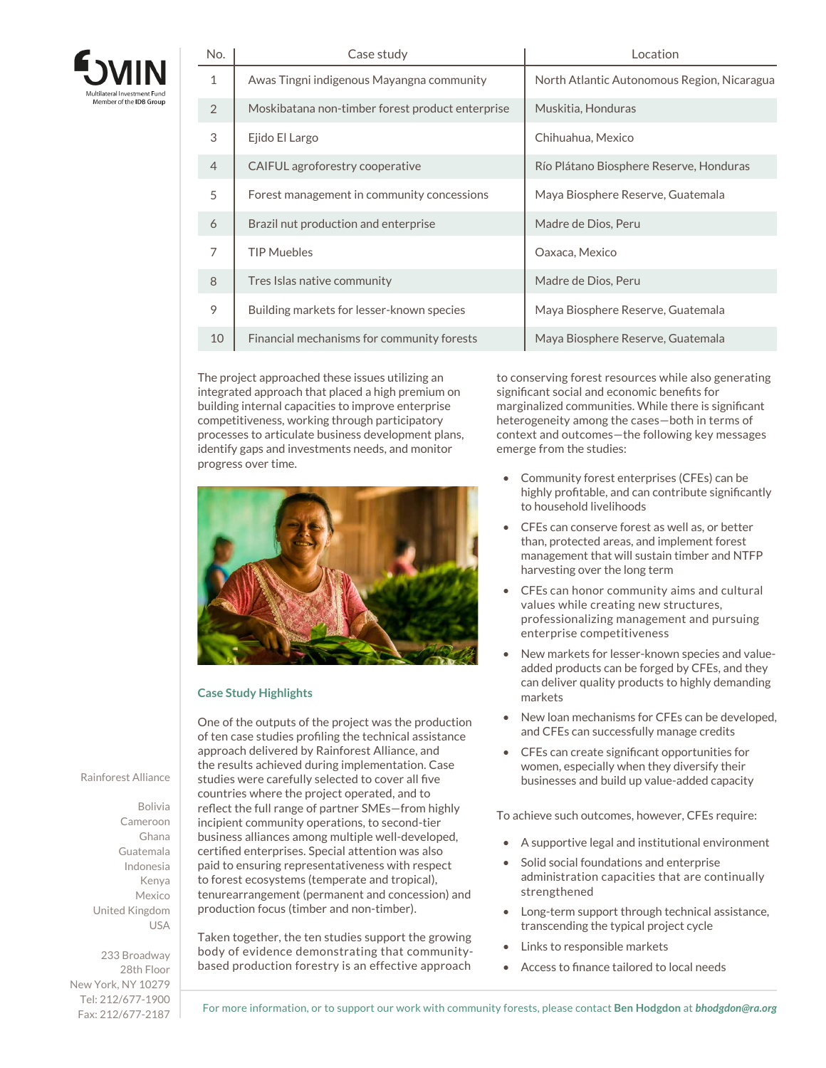| No. | Case study | Location |
|---|---|---|
| 1 | Awas Tingni indigenous Mayangna community | North Atlantic Autonomous Region, Nicaragua |
| 2 | Moskibatana non-timber forest product enterprise | Muskitia, Honduras |
| 3 | Ejido El Largo | Chihuahua, Mexico |
| 4 | CAIFUL agroforestry cooperative | Río Plátano Biosphere Reserve, Honduras |
| 5 | Forest management in community concessions | Maya Biosphere Reserve, Guatemala |
| 6 | Brazil nut production and enterprise | Madre de Dios, Peru |
| 7 | TIP Muebles | Oaxaca, Mexico |
| 8 | Tres Islas native community | Madre de Dios, Peru |
| 9 | Building markets for lesser-known species | Maya Biosphere Reserve, Guatemala |
| 10 | Financial mechanisms for community forests | Maya Biosphere Reserve, Guatemala |

The project approached these issues utilizing an integrated approach that placed a high premium on building internal capacities to improve enterprise competitiveness, working through participatory processes to articulate business development plans, identify gaps and investments needs, and monitor progress over time.

### Case Study Highlights

One of the outputs of the project was the production of ten case studies profiling the technical assistance approach delivered by Rainforest Alliance, and the results achieved during implementation. Case studies were carefully selected to cover all five countries where the project operated, and to reflect the full range of partner SMEs—from highly incipient community operations, to second-tier business alliances among multiple well-developed, certified enterprises. Special attention was also paid to ensuring representativeness with respect to forest ecosystems (temperate and tropical), tenurearrangement (permanent and concession) and production focus (timber and non-timber).

Taken together, the ten studies support the growing body of evidence demonstrating that community-based production forestry is an effective approach to conserving forest resources while also generating significant social and economic benefits for marginalized communities. While there is significant heterogeneity among the cases—both in terms of context and outcomes—the following key messages emerge from the studies:

- Community forest enterprises (CFEs) can be highly profitable, and can contribute significantly to household livelihoods
- CFEs can conserve forest as well as, or better than, protected areas, and implement forest management that will sustain timber and NTFP harvesting over the long term
- CFEs can honor community aims and cultural values while creating new structures, professionalizing management and pursuing enterprise competitiveness
- New markets for lesser-known species and value-added products can be forged by CFEs, and they can deliver quality products to highly demanding markets
- New loan mechanisms for CFEs can be developed, and CFEs can successfully manage credits
- CFEs can create significant opportunities for women, especially when they diversify their businesses and build up value-added capacity

To achieve such outcomes, however, CFEs require:

- A supportive legal and institutional environment
- Solid social foundations and enterprise administration capacities that are continually strengthened
- Long-term support through technical assistance, transcending the typical project cycle
- Links to responsible markets
- Access to finance tailored to local needs

For more information, or to support our work with community forests, please contact **Ben Hodgdon** at ***bhodgdon@ra.org***

Rainforest Alliance

Bolivia
Cameroon
Ghana
Guatemala
Indonesia
Kenya
Mexico
United Kingdom
USA

233 Broadway
28th Floor
New York, NY 10279
Tel: 212/677-1900
Fax: 212/677-2187